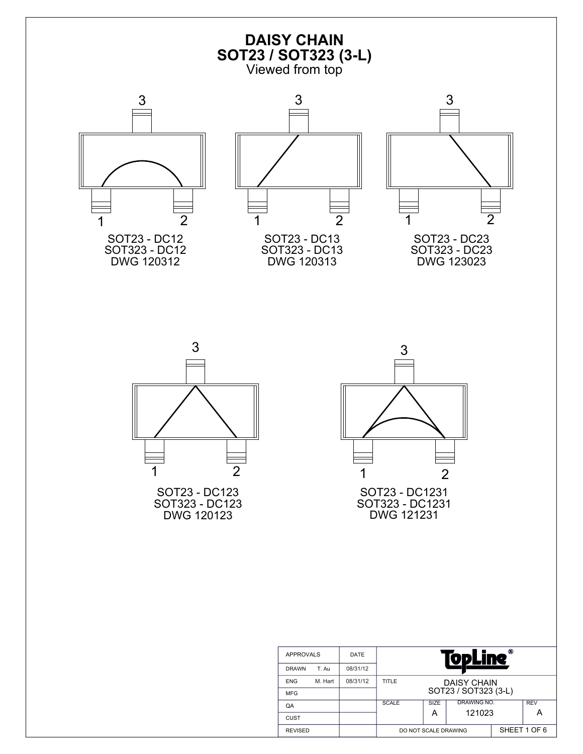# DAISY CHAIN
## SOT23 / SOT323 (3-L)
Viewed from top

3

1 2

SOT23 - DC12
SOT323 - DC12
DWG 120312

3

1 2

SOT23 - DC13
SOT323 - DC13
DWG 120313

3

1 2

SOT23 - DC23
SOT323 - DC23
DWG 123023

3

1 2

SOT23 - DC123
SOT323 - DC123
DWG 120123

3

1 2

SOT23 - DC1231
SOT323 - DC1231
DWG 121231

| APPROVALS | | DATE | TopLine® | | | |
|---|---|---|---|---|---|---|
| DRAWN | T. Au | 08/31/12 | | | | |
| ENG | M. Hart | 08/31/12 | TITLE | DAISY CHAIN SOT23 / SOT323 (3-L) | | |
| MFG | | | | | | |
| QA | | | SCALE | SIZE A | DRAWING NO. 121023 | REV A |
| CUST | | | | | | |
| REVISED | | | DO NOT SCALE DRAWING | | SHEET 1 OF 6 | |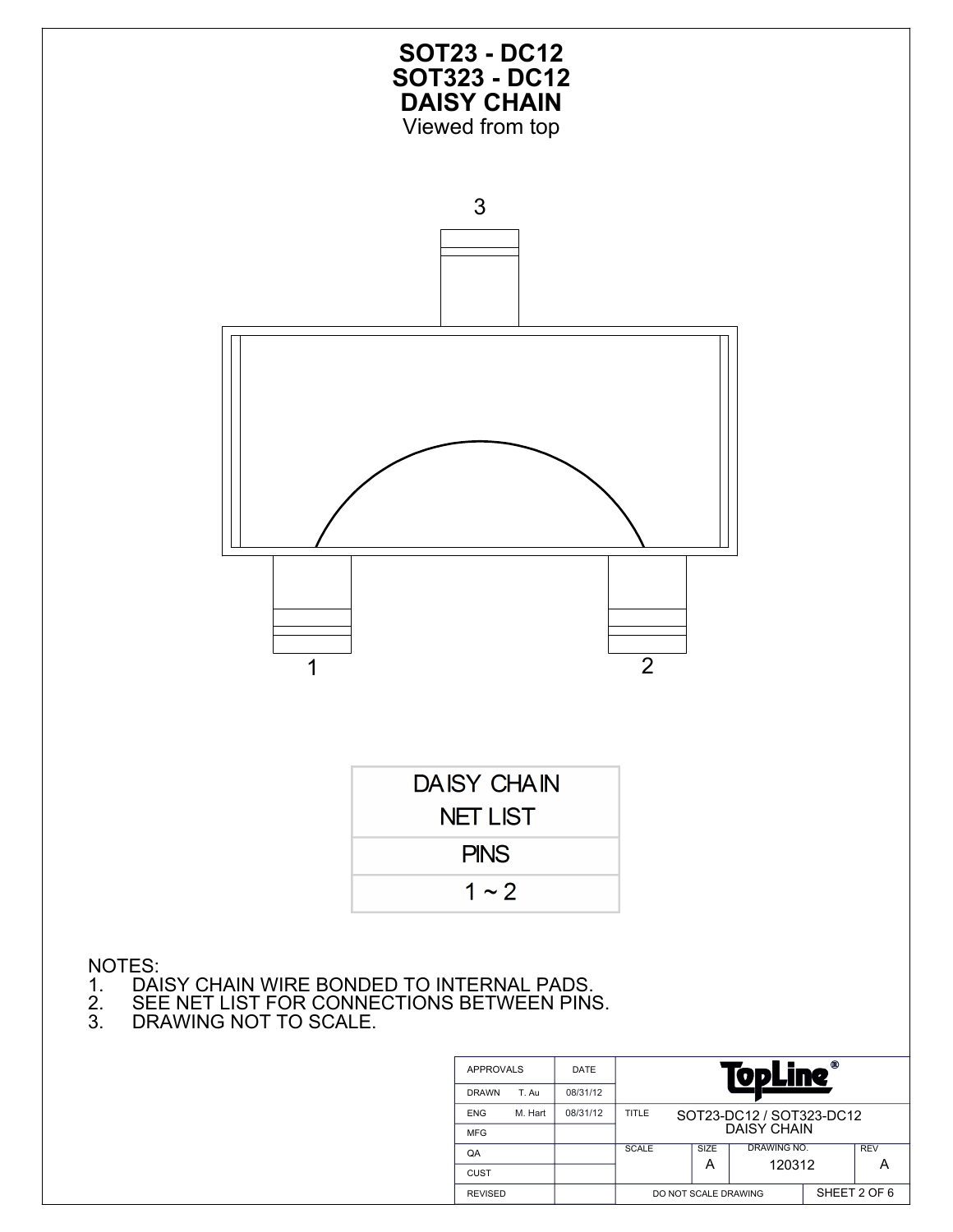# SOT23 - DC12
# SOT323 - DC12
# DAISY CHAIN

Viewed from top

3

1

2

| DAISY CHAIN NET LIST |
|---|
| PINS |
| 1 ~ 2 |

NOTES:
1. DAISY CHAIN WIRE BONDED TO INTERNAL PADS.
2. SEE NET LIST FOR CONNECTIONS BETWEEN PINS.
3. DRAWING NOT TO SCALE.

| APPROVALS | | DATE | TopLine® | | | |
|---|---|---|---|---|---|---|
| DRAWN | T. Au | 08/31/12 | | | | |
| ENG | M. Hart | 08/31/12 | TITLE | SOT23-DC12 / SOT323-DC12 DAISY CHAIN | | |
| MFG | | | | | | |
| QA | | | SCALE | SIZE A | DRAWING NO. 120312 | REV A |
| CUST | | | | | | |
| REVISED | | | DO NOT SCALE DRAWING | | SHEET 2 OF 6 | |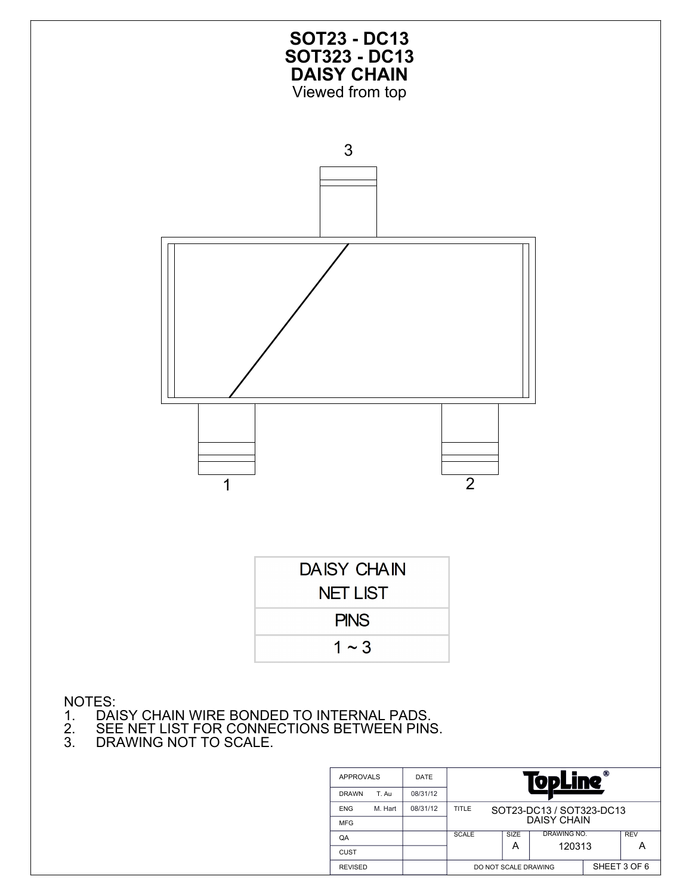# SOT23 - DC13
# SOT323 - DC13
# DAISY CHAIN

Viewed from top

3

1

2

| DAISY CHAIN NET LIST |
|---|
| PINS |
| 1 ~ 3 |

NOTES:
1. DAISY CHAIN WIRE BONDED TO INTERNAL PADS.
2. SEE NET LIST FOR CONNECTIONS BETWEEN PINS.
3. DRAWING NOT TO SCALE.

| APPROVALS | | DATE | TopLine® | | | |
|---|---|---|---|---|---|---|
| DRAWN | T. Au | 08/31/12 | | | | |
| ENG | M. Hart | 08/31/12 | TITLE | SOT23-DC13 / SOT323-DC13 DAISY CHAIN | | |
| MFG | | | | | | |
| QA | | | SCALE | SIZE A | DRAWING NO. 120313 | REV A |
| CUST | | | | | | |
| REVISED | | | DO NOT SCALE DRAWING | | | SHEET 3 OF 6 |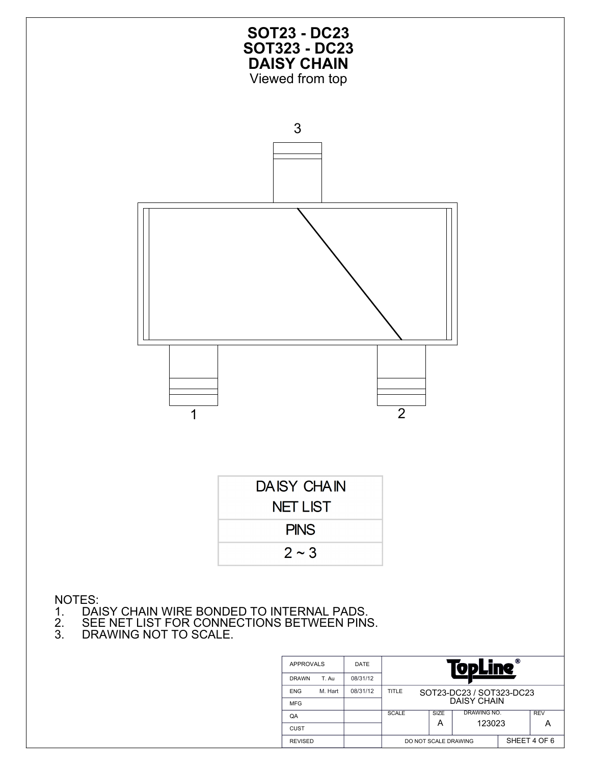# SOT23 - DC23
# SOT323 - DC23
# DAISY CHAIN

Viewed from top

3

1

2

| DAISY CHAIN NET LIST |
|---|
| PINS |
| 2 ~ 3 |

NOTES:
1. DAISY CHAIN WIRE BONDED TO INTERNAL PADS.
2. SEE NET LIST FOR CONNECTIONS BETWEEN PINS.
3. DRAWING NOT TO SCALE.

| APPROVALS | | DATE | TopLine® | | | |
|---|---|---|---|---|---|---|
| DRAWN | T. Au | 08/31/12 | | | | |
| ENG | M. Hart | 08/31/12 | TITLE | SOT23-DC23 / SOT323-DC23 DAISY CHAIN | | |
| MFG | | | | | | |
| QA | | | SCALE | SIZE A | DRAWING NO. 123023 | REV A |
| CUST | | | | | | |
| REVISED | | | DO NOT SCALE DRAWING | | SHEET 4 OF 6 | |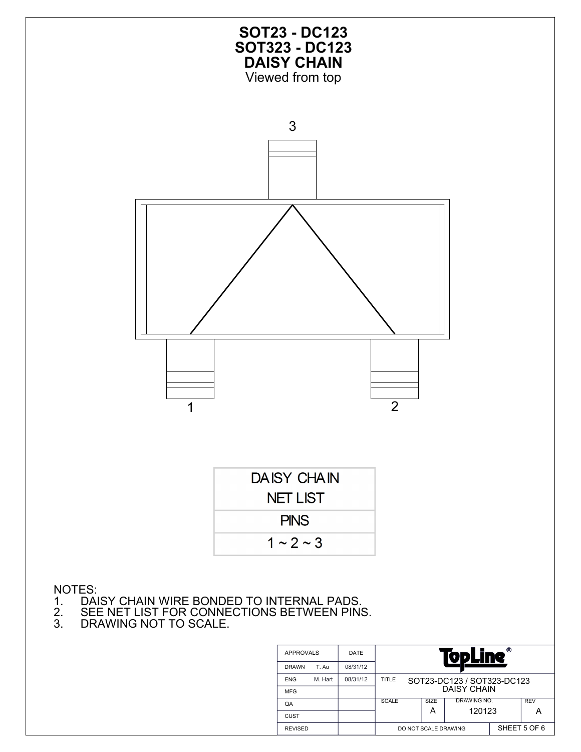# SOT23 - DC123
# SOT323 - DC123
# DAISY CHAIN

Viewed from top

3

1

2

| DAISY CHAIN NET LIST |
| --- |
| PINS |
| 1 ~ 2 ~ 3 |

NOTES:
1. DAISY CHAIN WIRE BONDED TO INTERNAL PADS.
2. SEE NET LIST FOR CONNECTIONS BETWEEN PINS.
3. DRAWING NOT TO SCALE.

| APPROVALS | | DATE | TopLine® | | | |
| --- | --- | --- | --- | --- | --- | --- |
| DRAWN | T. Au | 08/31/12 | | | | |
| ENG | M. Hart | 08/31/12 | TITLE SOT23-DC123 / SOT323-DC123 DAISY CHAIN | | | |
| MFG | | | | | | |
| QA | | | SCALE | SIZE A | DRAWING NO. 120123 | REV A |
| CUST | | | | | | |
| REVISED | | | DO NOT SCALE DRAWING | | SHEET 5 OF 6 | |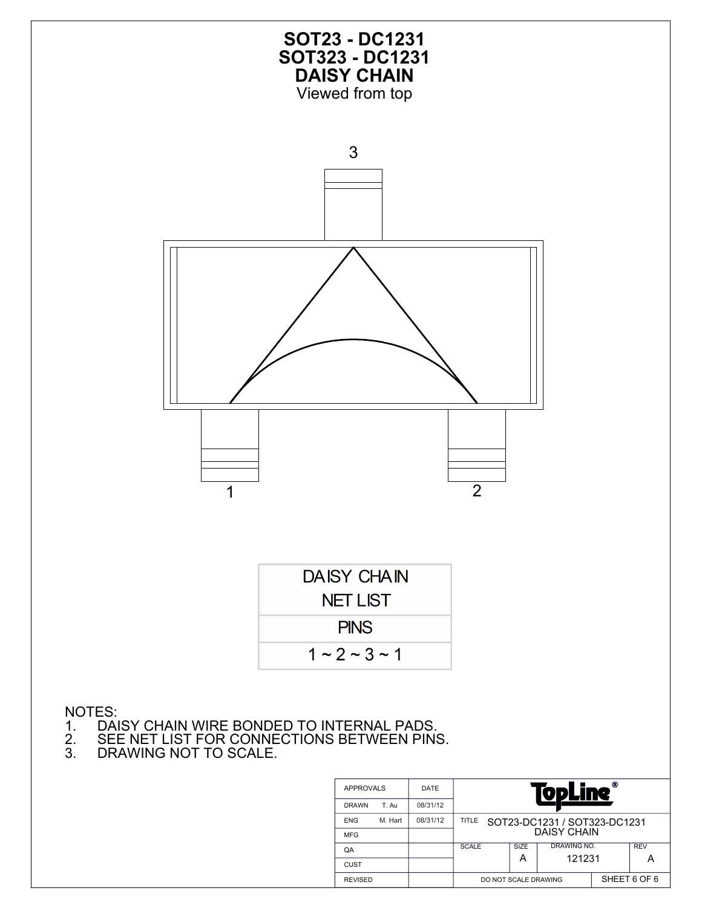# SOT23 - DC1231
# SOT323 - DC1231
# DAISY CHAIN

Viewed from top

3

1

2

| DAISY CHAIN NET LIST |
|---|
| PINS |
| 1 ~ 2 ~ 3 ~ 1 |

NOTES:
1. DAISY CHAIN WIRE BONDED TO INTERNAL PADS.
2. SEE NET LIST FOR CONNECTIONS BETWEEN PINS.
3. DRAWING NOT TO SCALE.

| APPROVALS | | DATE | TopLine® | | | |
|---|---|---|---|---|---|---|
| DRAWN | T. Au | 08/31/12 | | | | |
| ENG | M. Hart | 08/31/12 | TITLE SOT23-DC1231 / SOT323-DC1231 DAISY CHAIN | | | |
| MFG | | | | | | |
| QA | | | SCALE | SIZE A | DRAWING NO. 121231 | REV A |
| CUST | | | | | | |
| REVISED | | | DO NOT SCALE DRAWING | | SHEET 6 OF 6 | |